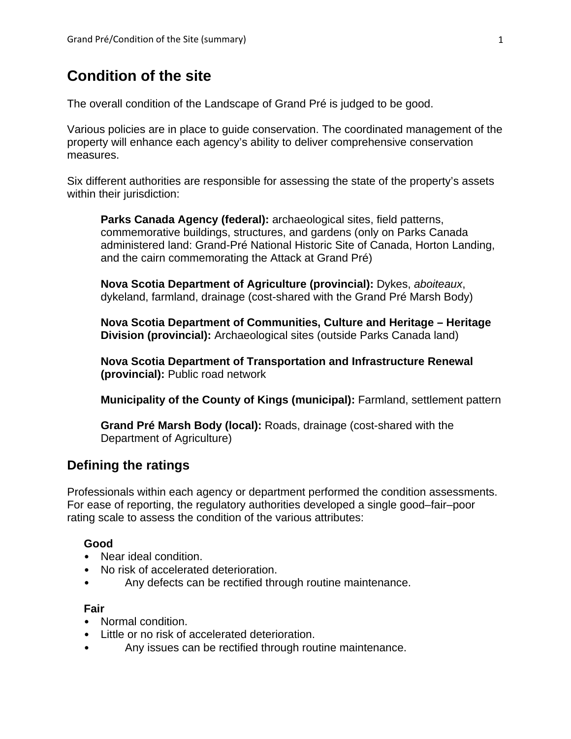# Condition of the site

The overall condition of the Landscape of Grand Pré is judged to be good.

Various policies are in place to guide conservation. The coordinated management of the property will enhance each agency's ability to deliver comprehensive conservation measures.

Six different authorities are responsible for assessing the state of the property's assets within their jurisdiction:

**Parks Canada Agency (federal):** archaeological sites, field patterns, commemorative buildings, structures, and gardens (only on Parks Canada administered land: Grand-Pré National Historic Site of Canada, Horton Landing, and the cairn commemorating the Attack at Grand Pré)

**Nova Scotia Department of Agriculture (provincial):** Dykes, *aboiteaux*, dykeland, farmland, drainage (cost-shared with the Grand Pré Marsh Body)

**Nova Scotia Department of Communities, Culture and Heritage – Heritage Division (provincial):** Archaeological sites (outside Parks Canada land)

**Nova Scotia Department of Transportation and Infrastructure Renewal (provincial):** Public road network

**Municipality of the County of Kings (municipal):** Farmland, settlement pattern

**Grand Pré Marsh Body (local):** Roads, drainage (cost-shared with the Department of Agriculture)

## Defining the ratings

Professionals within each agency or department performed the condition assessments. For ease of reporting, the regulatory authorities developed a single good–fair–poor rating scale to assess the condition of the various attributes:

**Good**

- Near ideal condition.
- No risk of accelerated deterioration.
- Any defects can be rectified through routine maintenance.

**Fair**

- Normal condition.
- Little or no risk of accelerated deterioration.
- Any issues can be rectified through routine maintenance.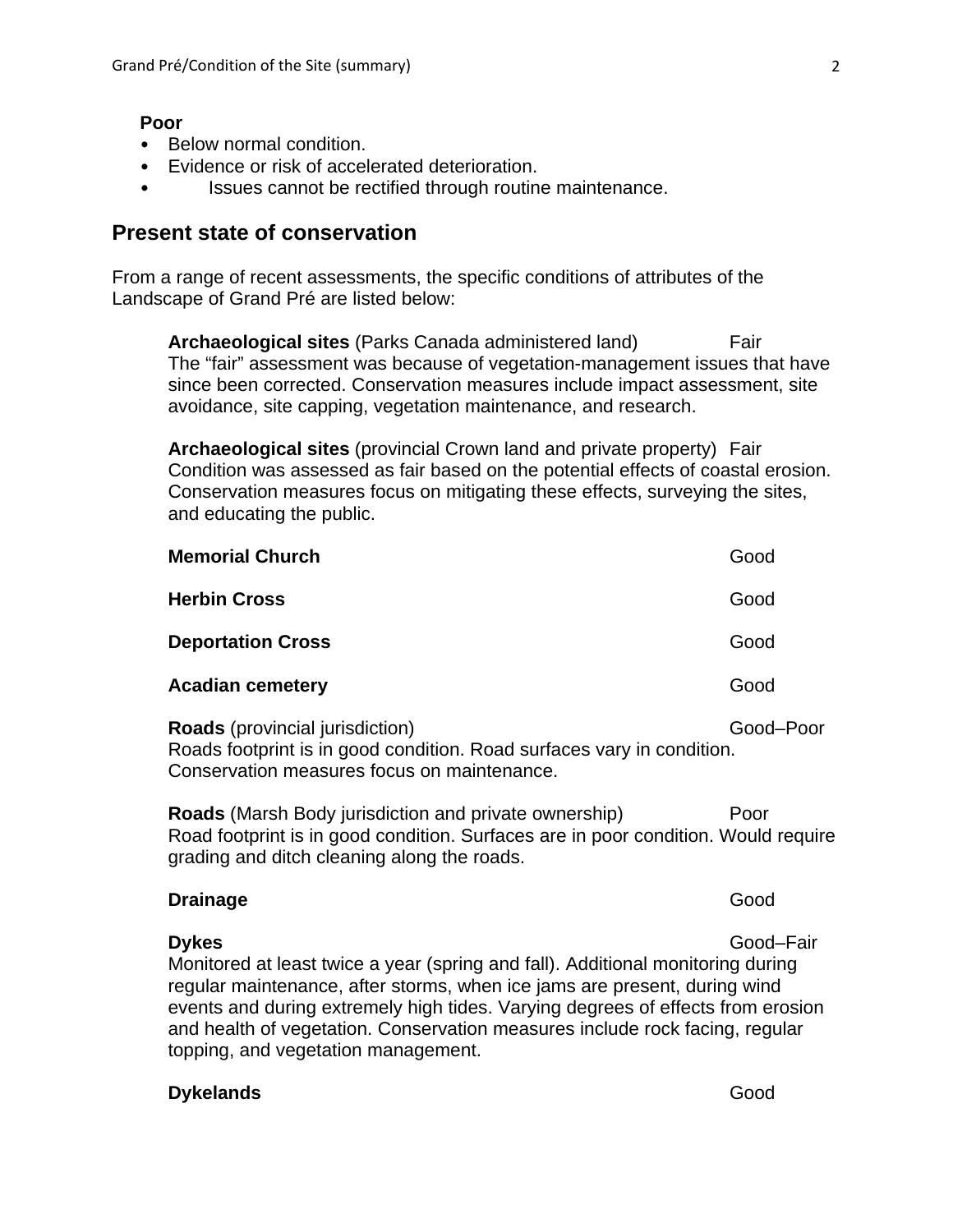**Poor**

- Below normal condition.
- Evidence or risk of accelerated deterioration.
- Issues cannot be rectified through routine maintenance.

## Present state of conservation

From a range of recent assessments, the specific conditions of attributes of the Landscape of Grand Pré are listed below:

**Archaeological sites** (Parks Canada administered land) — Fair
The "fair" assessment was because of vegetation-management issues that have since been corrected. Conservation measures include impact assessment, site avoidance, site capping, vegetation maintenance, and research.

**Archaeological sites** (provincial Crown land and private property) — Fair
Condition was assessed as fair based on the potential effects of coastal erosion. Conservation measures focus on mitigating these effects, surveying the sites, and educating the public.

**Memorial Church** — Good

**Herbin Cross** — Good

**Deportation Cross** — Good

**Acadian cemetery** — Good

**Roads** (provincial jurisdiction) — Good–Poor
Roads footprint is in good condition. Road surfaces vary in condition. Conservation measures focus on maintenance.

**Roads** (Marsh Body jurisdiction and private ownership) — Poor
Road footprint is in good condition. Surfaces are in poor condition. Would require grading and ditch cleaning along the roads.

**Drainage** — Good

**Dykes** — Good–Fair
Monitored at least twice a year (spring and fall). Additional monitoring during regular maintenance, after storms, when ice jams are present, during wind events and during extremely high tides. Varying degrees of effects from erosion and health of vegetation. Conservation measures include rock facing, regular topping, and vegetation management.

**Dykelands** — Good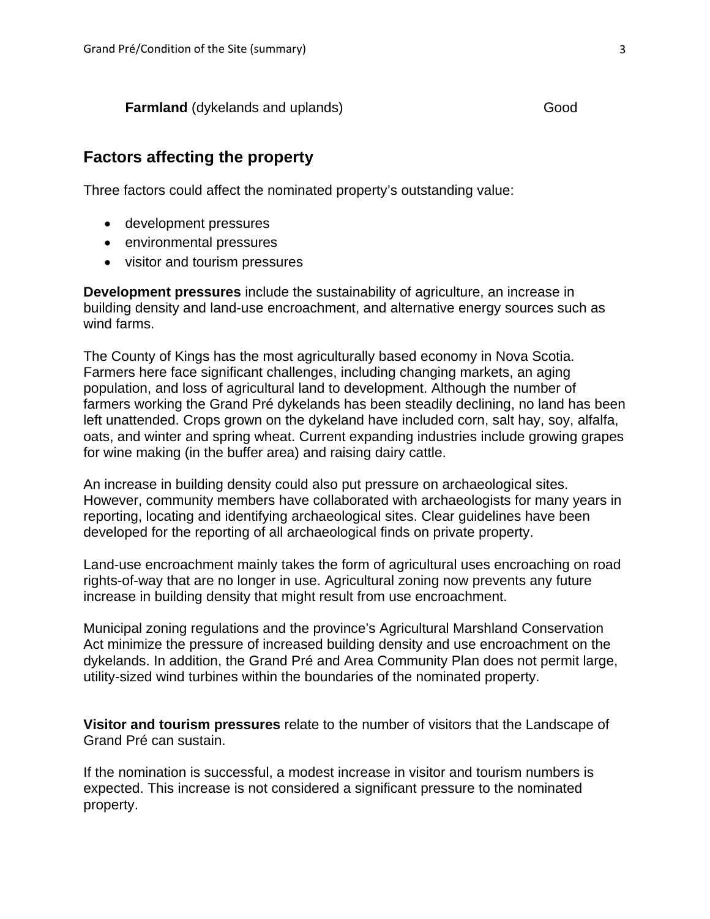**Farmland** (dykelands and uplands) Good

## Factors affecting the property

Three factors could affect the nominated property's outstanding value:

- development pressures
- environmental pressures
- visitor and tourism pressures

**Development pressures** include the sustainability of agriculture, an increase in building density and land-use encroachment, and alternative energy sources such as wind farms.

The County of Kings has the most agriculturally based economy in Nova Scotia. Farmers here face significant challenges, including changing markets, an aging population, and loss of agricultural land to development. Although the number of farmers working the Grand Pré dykelands has been steadily declining, no land has been left unattended. Crops grown on the dykeland have included corn, salt hay, soy, alfalfa, oats, and winter and spring wheat. Current expanding industries include growing grapes for wine making (in the buffer area) and raising dairy cattle.

An increase in building density could also put pressure on archaeological sites. However, community members have collaborated with archaeologists for many years in reporting, locating and identifying archaeological sites. Clear guidelines have been developed for the reporting of all archaeological finds on private property.

Land-use encroachment mainly takes the form of agricultural uses encroaching on road rights-of-way that are no longer in use. Agricultural zoning now prevents any future increase in building density that might result from use encroachment.

Municipal zoning regulations and the province's Agricultural Marshland Conservation Act minimize the pressure of increased building density and use encroachment on the dykelands. In addition, the Grand Pré and Area Community Plan does not permit large, utility-sized wind turbines within the boundaries of the nominated property.

**Visitor and tourism pressures** relate to the number of visitors that the Landscape of Grand Pré can sustain.

If the nomination is successful, a modest increase in visitor and tourism numbers is expected. This increase is not considered a significant pressure to the nominated property.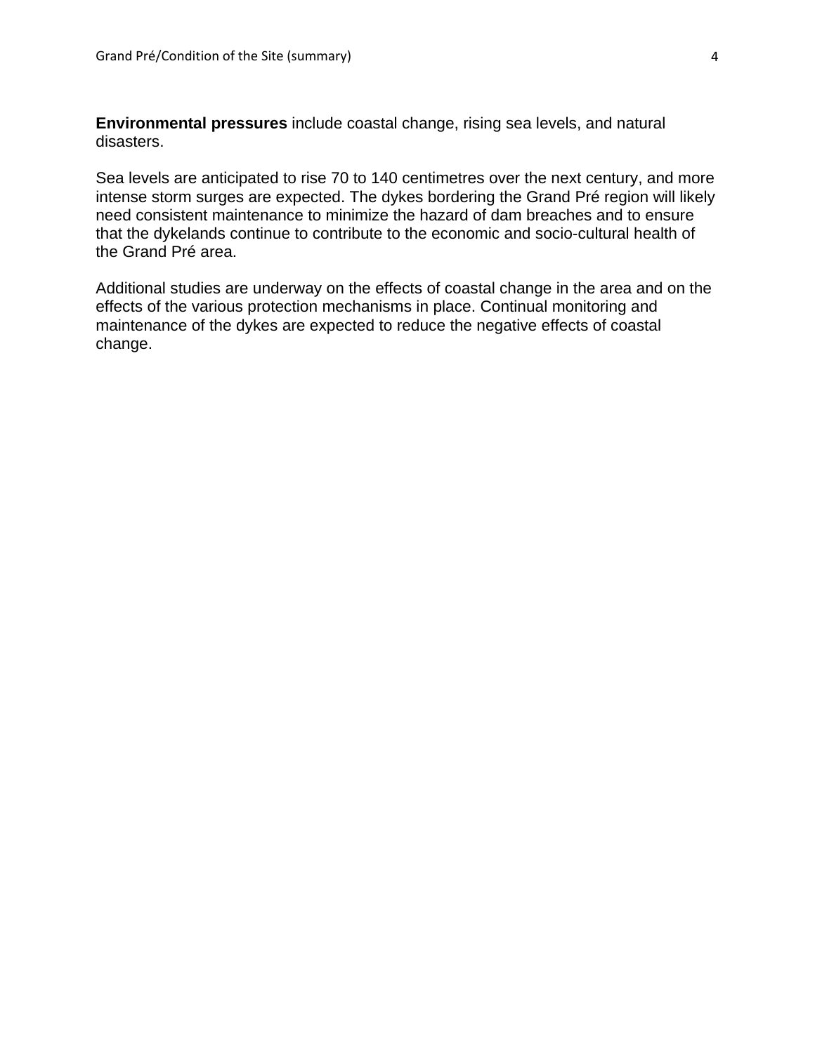**Environmental pressures** include coastal change, rising sea levels, and natural disasters.

Sea levels are anticipated to rise 70 to 140 centimetres over the next century, and more intense storm surges are expected. The dykes bordering the Grand Pré region will likely need consistent maintenance to minimize the hazard of dam breaches and to ensure that the dykelands continue to contribute to the economic and socio-cultural health of the Grand Pré area.

Additional studies are underway on the effects of coastal change in the area and on the effects of the various protection mechanisms in place. Continual monitoring and maintenance of the dykes are expected to reduce the negative effects of coastal change.